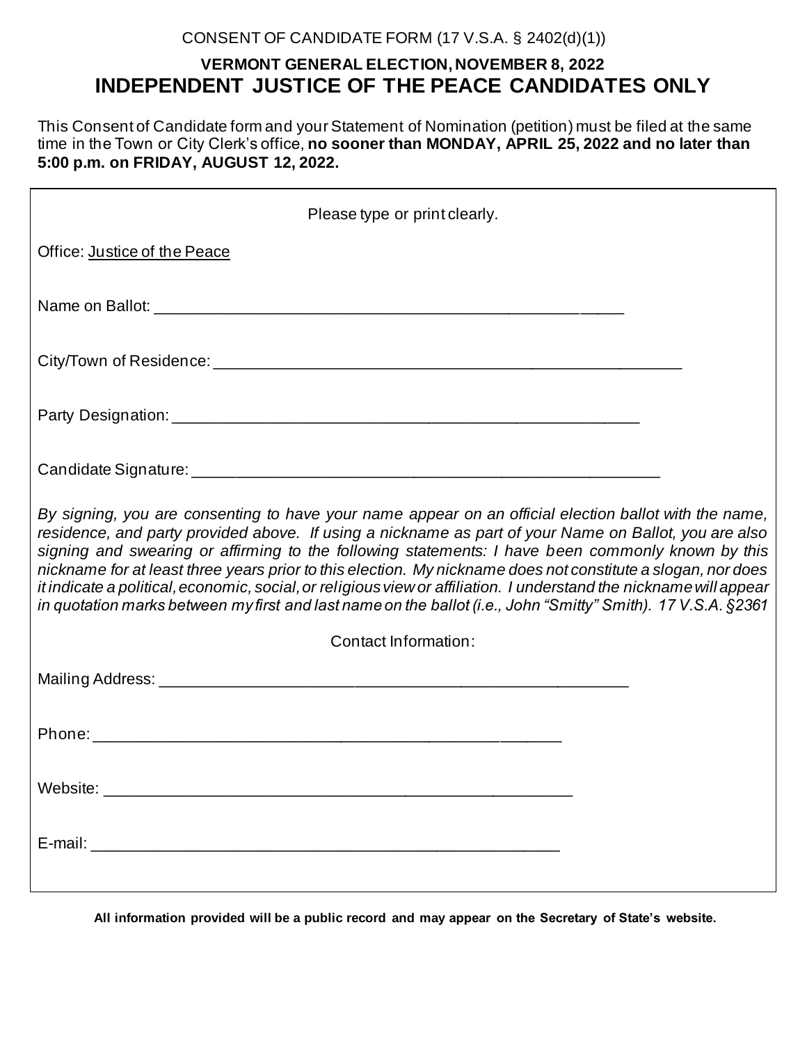CONSENT OF CANDIDATE FORM (17 V.S.A. § 2402(d)(1))

## VERMONT GENERAL ELECTION, NOVEMBER 8, 2022

# INDEPENDENT JUSTICE OF THE PEACE CANDIDATES ONLY

This Consent of Candidate form and your Statement of Nomination (petition) must be filed at the same time in the Town or City Clerk's office, **no sooner than MONDAY, APRIL 25, 2022 and no later than 5:00 p.m. on FRIDAY, AUGUST 12, 2022.**

Please type or print clearly.

Office: Justice of the Peace

Name on Ballot: ______________________________________________________

City/Town of Residence: ______________________________________________________

Party Designation: ______________________________________________________

Candidate Signature: ______________________________________________________

*By signing, you are consenting to have your name appear on an official election ballot with the name, residence, and party provided above. If using a nickname as part of your Name on Ballot, you are also signing and swearing or affirming to the following statements: I have been commonly known by this nickname for at least three years prior to this election. My nickname does not constitute a slogan, nor does it indicate a political, economic, social, or religious view or affiliation. I understand the nickname will appear in quotation marks between my first and last name on the ballot (i.e., John "Smitty" Smith). 17 V.S.A. §2361*

Contact Information:

Mailing Address: ______________________________________________________

Phone: ______________________________________________________

Website: ______________________________________________________

E-mail: ______________________________________________________

**All information provided will be a public record and may appear on the Secretary of State's website.**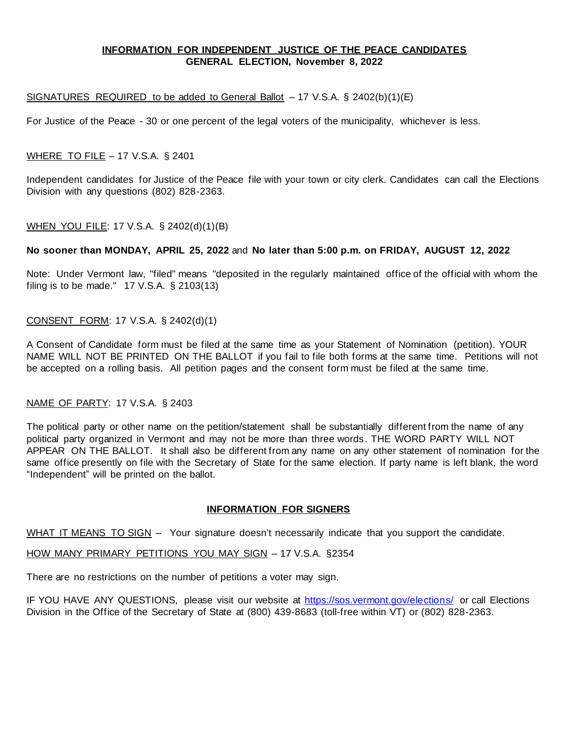## INFORMATION FOR INDEPENDENT JUSTICE OF THE PEACE CANDIDATES
**GENERAL ELECTION, November 8, 2022**

SIGNATURES REQUIRED to be added to General Ballot – 17 V.S.A. § 2402(b)(1)(E)

For Justice of the Peace - 30 or one percent of the legal voters of the municipality, whichever is less.

WHERE TO FILE – 17 V.S.A. § 2401

Independent candidates for Justice of the Peace file with your town or city clerk. Candidates can call the Elections Division with any questions (802) 828-2363.

WHEN YOU FILE: 17 V.S.A. § 2402(d)(1)(B)

**No sooner than MONDAY, APRIL 25, 2022** and **No later than 5:00 p.m. on FRIDAY, AUGUST 12, 2022**

Note: Under Vermont law, "filed" means "deposited in the regularly maintained office of the official with whom the filing is to be made." 17 V.S.A. § 2103(13)

CONSENT FORM: 17 V.S.A. § 2402(d)(1)

A Consent of Candidate form must be filed at the same time as your Statement of Nomination (petition). YOUR NAME WILL NOT BE PRINTED ON THE BALLOT if you fail to file both forms at the same time. Petitions will not be accepted on a rolling basis. All petition pages and the consent form must be filed at the same time.

NAME OF PARTY: 17 V.S.A. § 2403

The political party or other name on the petition/statement shall be substantially different from the name of any political party organized in Vermont and may not be more than three words. THE WORD PARTY WILL NOT APPEAR ON THE BALLOT. It shall also be different from any name on any other statement of nomination for the same office presently on file with the Secretary of State for the same election. If party name is left blank, the word "Independent" will be printed on the ballot.

## INFORMATION FOR SIGNERS

WHAT IT MEANS TO SIGN – Your signature doesn't necessarily indicate that you support the candidate.

HOW MANY PRIMARY PETITIONS YOU MAY SIGN – 17 V.S.A. §2354

There are no restrictions on the number of petitions a voter may sign.

IF YOU HAVE ANY QUESTIONS, please visit our website at https://sos.vermont.gov/elections/ or call Elections Division in the Office of the Secretary of State at (800) 439-8683 (toll-free within VT) or (802) 828-2363.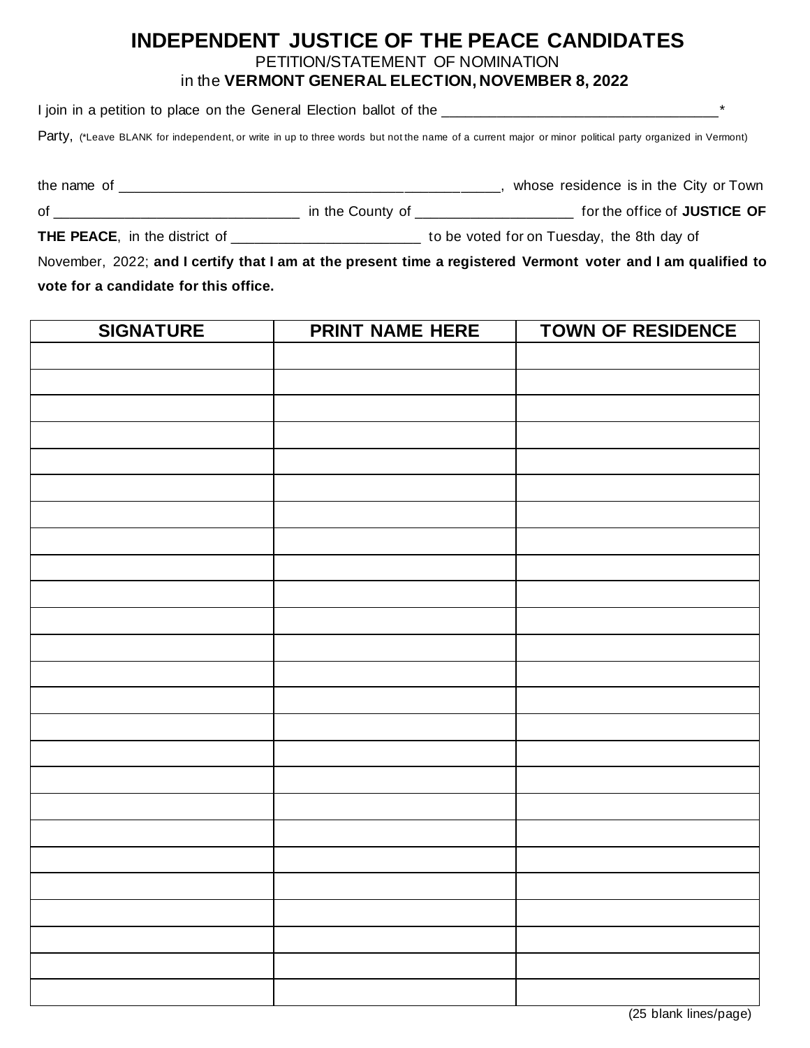# INDEPENDENT JUSTICE OF THE PEACE CANDIDATES

PETITION/STATEMENT OF NOMINATION

in the **VERMONT GENERAL ELECTION, NOVEMBER 8, 2022**

I join in a petition to place on the General Election ballot of the ___________________________________*

Party, (*Leave BLANK for independent, or write in up to three words but not the name of a current major or minor political party organized in Vermont)

the name of ________________________________________________, whose residence is in the City or Town of _______________________________ in the County of ____________________ for the office of **JUSTICE OF THE PEACE**, in the district of ________________________ to be voted for on Tuesday, the 8th day of November, 2022; **and I certify that I am at the present time a registered Vermont voter and I am qualified to vote for a candidate for this office.**

| SIGNATURE | PRINT NAME HERE | TOWN OF RESIDENCE |
|---|---|---|
| | | |
| | | |
| | | |
| | | |
| | | |
| | | |
| | | |
| | | |
| | | |
| | | |
| | | |
| | | |
| | | |
| | | |
| | | |
| | | |
| | | |
| | | |
| | | |
| | | |
| | | |
| | | |
| | | |
| | | |
| | | |

(25 blank lines/page)